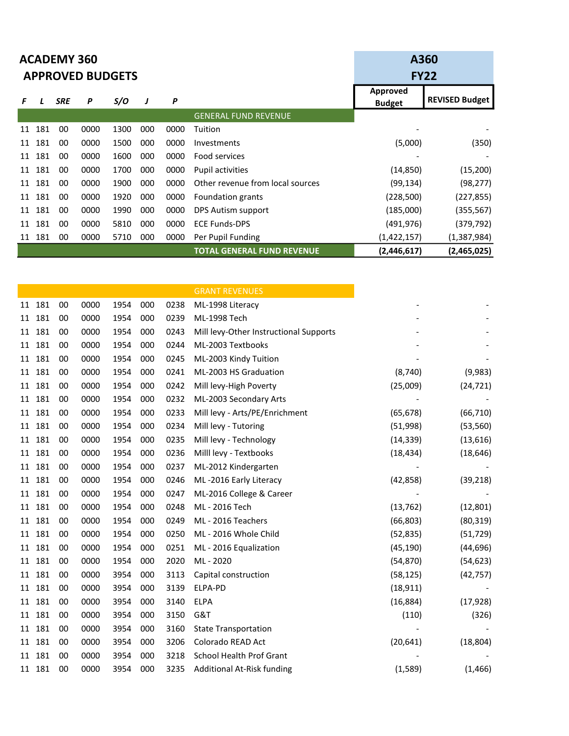# ACADEMY 360

## APPROVED BUDGETS

| F | L | SRE | P | S/O | J | P | | A360 FY22 Approved Budget | A360 FY22 REVISED Budget |
|---|---|---|---|---|---|---|---|---|---|
| | | | | | | | **GENERAL FUND REVENUE** | | |
| 11 | 181 | 00 | 0000 | 1300 | 000 | 0000 | Tuition | - | - |
| 11 | 181 | 00 | 0000 | 1500 | 000 | 0000 | Investments | (5,000) | (350) |
| 11 | 181 | 00 | 0000 | 1600 | 000 | 0000 | Food services | - | - |
| 11 | 181 | 00 | 0000 | 1700 | 000 | 0000 | Pupil activities | (14,850) | (15,200) |
| 11 | 181 | 00 | 0000 | 1900 | 000 | 0000 | Other revenue from local sources | (99,134) | (98,277) |
| 11 | 181 | 00 | 0000 | 1920 | 000 | 0000 | Foundation grants | (228,500) | (227,855) |
| 11 | 181 | 00 | 0000 | 1990 | 000 | 0000 | DPS Autism support | (185,000) | (355,567) |
| 11 | 181 | 00 | 0000 | 5810 | 000 | 0000 | ECE Funds-DPS | (491,976) | (379,792) |
| 11 | 181 | 00 | 0000 | 5710 | 000 | 0000 | Per Pupil Funding | (1,422,157) | (1,387,984) |
| | | | | | | | **TOTAL GENERAL FUND REVENUE** | **(2,446,617)** | **(2,465,025)** |

| F | L | SRE | P | S/O | J | P | | Approved Budget | REVISED Budget |
|---|---|---|---|---|---|---|---|---|---|
| | | | | | | | **GRANT REVENUES** | | |
| 11 | 181 | 00 | 0000 | 1954 | 000 | 0238 | ML-1998 Literacy | - | - |
| 11 | 181 | 00 | 0000 | 1954 | 000 | 0239 | ML-1998 Tech | - | - |
| 11 | 181 | 00 | 0000 | 1954 | 000 | 0243 | Mill levy-Other Instructional Supports | - | - |
| 11 | 181 | 00 | 0000 | 1954 | 000 | 0244 | ML-2003 Textbooks | - | - |
| 11 | 181 | 00 | 0000 | 1954 | 000 | 0245 | ML-2003 Kindy Tuition | - | - |
| 11 | 181 | 00 | 0000 | 1954 | 000 | 0241 | ML-2003 HS Graduation | (8,740) | (9,983) |
| 11 | 181 | 00 | 0000 | 1954 | 000 | 0242 | Mill levy-High Poverty | (25,009) | (24,721) |
| 11 | 181 | 00 | 0000 | 1954 | 000 | 0232 | ML-2003 Secondary Arts | - | - |
| 11 | 181 | 00 | 0000 | 1954 | 000 | 0233 | Mill levy - Arts/PE/Enrichment | (65,678) | (66,710) |
| 11 | 181 | 00 | 0000 | 1954 | 000 | 0234 | Mill levy - Tutoring | (51,998) | (53,560) |
| 11 | 181 | 00 | 0000 | 1954 | 000 | 0235 | Mill levy - Technology | (14,339) | (13,616) |
| 11 | 181 | 00 | 0000 | 1954 | 000 | 0236 | Milll levy - Textbooks | (18,434) | (18,646) |
| 11 | 181 | 00 | 0000 | 1954 | 000 | 0237 | ML-2012 Kindergarten | - | - |
| 11 | 181 | 00 | 0000 | 1954 | 000 | 0246 | ML -2016 Early Literacy | (42,858) | (39,218) |
| 11 | 181 | 00 | 0000 | 1954 | 000 | 0247 | ML-2016 College & Career | - | - |
| 11 | 181 | 00 | 0000 | 1954 | 000 | 0248 | ML - 2016 Tech | (13,762) | (12,801) |
| 11 | 181 | 00 | 0000 | 1954 | 000 | 0249 | ML - 2016 Teachers | (66,803) | (80,319) |
| 11 | 181 | 00 | 0000 | 1954 | 000 | 0250 | ML - 2016 Whole Child | (52,835) | (51,729) |
| 11 | 181 | 00 | 0000 | 1954 | 000 | 0251 | ML - 2016 Equalization | (45,190) | (44,696) |
| 11 | 181 | 00 | 0000 | 1954 | 000 | 2020 | ML - 2020 | (54,870) | (54,623) |
| 11 | 181 | 00 | 0000 | 3954 | 000 | 3113 | Capital construction | (58,125) | (42,757) |
| 11 | 181 | 00 | 0000 | 3954 | 000 | 3139 | ELPA-PD | (18,911) | - |
| 11 | 181 | 00 | 0000 | 3954 | 000 | 3140 | ELPA | (16,884) | (17,928) |
| 11 | 181 | 00 | 0000 | 3954 | 000 | 3150 | G&T | (110) | (326) |
| 11 | 181 | 00 | 0000 | 3954 | 000 | 3160 | State Transportation | - | - |
| 11 | 181 | 00 | 0000 | 3954 | 000 | 3206 | Colorado READ Act | (20,641) | (18,804) |
| 11 | 181 | 00 | 0000 | 3954 | 000 | 3218 | School Health Prof Grant | - | - |
| 11 | 181 | 00 | 0000 | 3954 | 000 | 3235 | Additional At-Risk funding | (1,589) | (1,466) |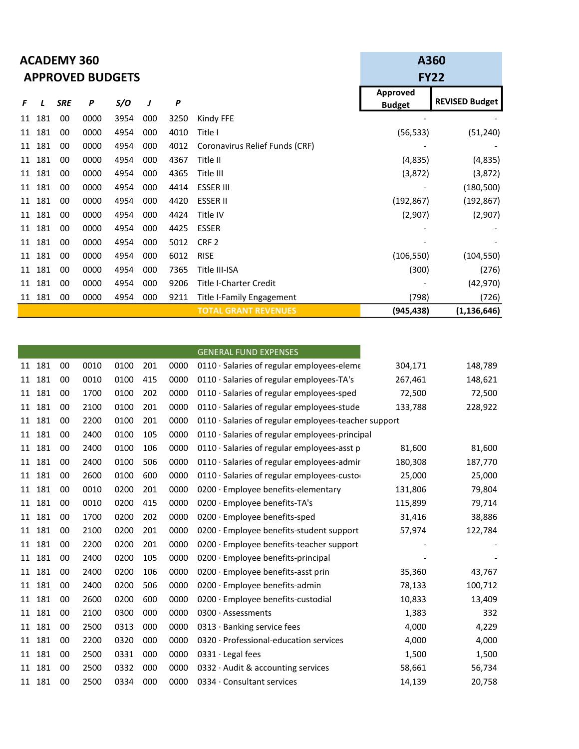## ACADEMY 360
## APPROVED BUDGETS

| F | L | SRE | P | S/O | J | P | | A360 FY22 Approved Budget | A360 FY22 REVISED Budget |
|---|---|---|---|---|---|---|---|---|---|
| 11 | 181 | 00 | 0000 | 3954 | 000 | 3250 | Kindy FFE | - | - |
| 11 | 181 | 00 | 0000 | 4954 | 000 | 4010 | Title I | (56,533) | (51,240) |
| 11 | 181 | 00 | 0000 | 4954 | 000 | 4012 | Coronavirus Relief Funds (CRF) | - | - |
| 11 | 181 | 00 | 0000 | 4954 | 000 | 4367 | Title II | (4,835) | (4,835) |
| 11 | 181 | 00 | 0000 | 4954 | 000 | 4365 | Title III | (3,872) | (3,872) |
| 11 | 181 | 00 | 0000 | 4954 | 000 | 4414 | ESSER III | - | (180,500) |
| 11 | 181 | 00 | 0000 | 4954 | 000 | 4420 | ESSER II | (192,867) | (192,867) |
| 11 | 181 | 00 | 0000 | 4954 | 000 | 4424 | Title IV | (2,907) | (2,907) |
| 11 | 181 | 00 | 0000 | 4954 | 000 | 4425 | ESSER | - | - |
| 11 | 181 | 00 | 0000 | 4954 | 000 | 5012 | CRF 2 | - | - |
| 11 | 181 | 00 | 0000 | 4954 | 000 | 6012 | RISE | (106,550) | (104,550) |
| 11 | 181 | 00 | 0000 | 4954 | 000 | 7365 | Title III-ISA | (300) | (276) |
| 11 | 181 | 00 | 0000 | 4954 | 000 | 9206 | Title I-Charter Credit | - | (42,970) |
| 11 | 181 | 00 | 0000 | 4954 | 000 | 9211 | Title I-Family Engagement | (798) | (726) |
| | | | | | | | **TOTAL GRANT REVENUES** | **(945,438)** | **(1,136,646)** |

| F | L | SRE | P | S/O | J | P | GENERAL FUND EXPENSES | Approved Budget | REVISED Budget |
|---|---|---|---|---|---|---|---|---|---|
| 11 | 181 | 00 | 0010 | 0100 | 201 | 0000 | 0110 · Salaries of regular employees-eleme | 304,171 | 148,789 |
| 11 | 181 | 00 | 0010 | 0100 | 415 | 0000 | 0110 · Salaries of regular employees-TA's | 267,461 | 148,621 |
| 11 | 181 | 00 | 1700 | 0100 | 202 | 0000 | 0110 · Salaries of regular employees-sped | 72,500 | 72,500 |
| 11 | 181 | 00 | 2100 | 0100 | 201 | 0000 | 0110 · Salaries of regular employees-stude | 133,788 | 228,922 |
| 11 | 181 | 00 | 2200 | 0100 | 201 | 0000 | 0110 · Salaries of regular employees-teacher support | | |
| 11 | 181 | 00 | 2400 | 0100 | 105 | 0000 | 0110 · Salaries of regular employees-principal | | |
| 11 | 181 | 00 | 2400 | 0100 | 106 | 0000 | 0110 · Salaries of regular employees-asst p | 81,600 | 81,600 |
| 11 | 181 | 00 | 2400 | 0100 | 506 | 0000 | 0110 · Salaries of regular employees-admir | 180,308 | 187,770 |
| 11 | 181 | 00 | 2600 | 0100 | 600 | 0000 | 0110 · Salaries of regular employees-custo | 25,000 | 25,000 |
| 11 | 181 | 00 | 0010 | 0200 | 201 | 0000 | 0200 · Employee benefits-elementary | 131,806 | 79,804 |
| 11 | 181 | 00 | 0010 | 0200 | 415 | 0000 | 0200 · Employee benefits-TA's | 115,899 | 79,714 |
| 11 | 181 | 00 | 1700 | 0200 | 202 | 0000 | 0200 · Employee benefits-sped | 31,416 | 38,886 |
| 11 | 181 | 00 | 2100 | 0200 | 201 | 0000 | 0200 · Employee benefits-student support | 57,974 | 122,784 |
| 11 | 181 | 00 | 2200 | 0200 | 201 | 0000 | 0200 · Employee benefits-teacher support | - | - |
| 11 | 181 | 00 | 2400 | 0200 | 105 | 0000 | 0200 · Employee benefits-principal | - | - |
| 11 | 181 | 00 | 2400 | 0200 | 106 | 0000 | 0200 · Employee benefits-asst prin | 35,360 | 43,767 |
| 11 | 181 | 00 | 2400 | 0200 | 506 | 0000 | 0200 · Employee benefits-admin | 78,133 | 100,712 |
| 11 | 181 | 00 | 2600 | 0200 | 600 | 0000 | 0200 · Employee benefits-custodial | 10,833 | 13,409 |
| 11 | 181 | 00 | 2100 | 0300 | 000 | 0000 | 0300 · Assessments | 1,383 | 332 |
| 11 | 181 | 00 | 2500 | 0313 | 000 | 0000 | 0313 · Banking service fees | 4,000 | 4,229 |
| 11 | 181 | 00 | 2200 | 0320 | 000 | 0000 | 0320 · Professional-education services | 4,000 | 4,000 |
| 11 | 181 | 00 | 2500 | 0331 | 000 | 0000 | 0331 · Legal fees | 1,500 | 1,500 |
| 11 | 181 | 00 | 2500 | 0332 | 000 | 0000 | 0332 · Audit & accounting services | 58,661 | 56,734 |
| 11 | 181 | 00 | 2500 | 0334 | 000 | 0000 | 0334 · Consultant services | 14,139 | 20,758 |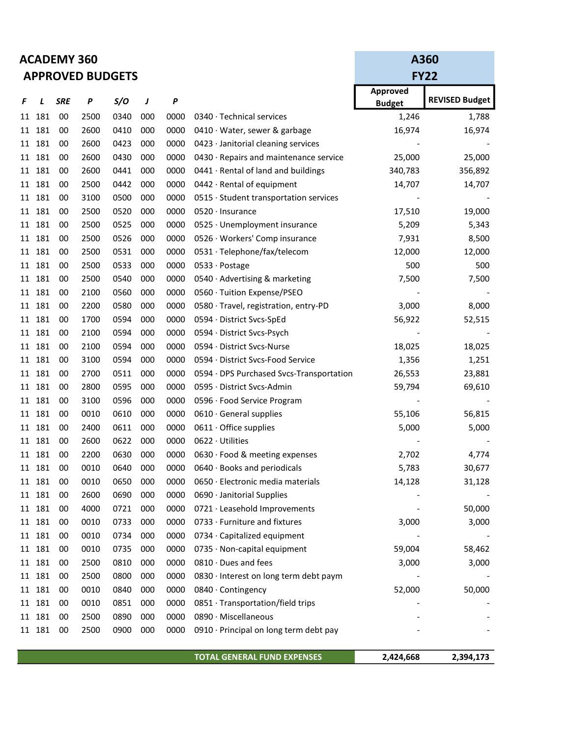# ACADEMY 360
## APPROVED BUDGETS

| F | L | SRE | P | S/O | J | P | | A360 FY22 Approved Budget | A360 FY22 REVISED Budget |
|---|---|---|---|---|---|---|---|---|---|
| 11 | 181 | 00 | 2500 | 0340 | 000 | 0000 | 0340 · Technical services | 1,246 | 1,788 |
| 11 | 181 | 00 | 2600 | 0410 | 000 | 0000 | 0410 · Water, sewer & garbage | 16,974 | 16,974 |
| 11 | 181 | 00 | 2600 | 0423 | 000 | 0000 | 0423 · Janitorial cleaning services | - | - |
| 11 | 181 | 00 | 2600 | 0430 | 000 | 0000 | 0430 · Repairs and maintenance service | 25,000 | 25,000 |
| 11 | 181 | 00 | 2600 | 0441 | 000 | 0000 | 0441 · Rental of land and buildings | 340,783 | 356,892 |
| 11 | 181 | 00 | 2500 | 0442 | 000 | 0000 | 0442 · Rental of equipment | 14,707 | 14,707 |
| 11 | 181 | 00 | 3100 | 0500 | 000 | 0000 | 0515 · Student transportation services | - | - |
| 11 | 181 | 00 | 2500 | 0520 | 000 | 0000 | 0520 · Insurance | 17,510 | 19,000 |
| 11 | 181 | 00 | 2500 | 0525 | 000 | 0000 | 0525 · Unemployment insurance | 5,209 | 5,343 |
| 11 | 181 | 00 | 2500 | 0526 | 000 | 0000 | 0526 · Workers' Comp insurance | 7,931 | 8,500 |
| 11 | 181 | 00 | 2500 | 0531 | 000 | 0000 | 0531 · Telephone/fax/telecom | 12,000 | 12,000 |
| 11 | 181 | 00 | 2500 | 0533 | 000 | 0000 | 0533 · Postage | 500 | 500 |
| 11 | 181 | 00 | 2500 | 0540 | 000 | 0000 | 0540 · Advertising & marketing | 7,500 | 7,500 |
| 11 | 181 | 00 | 2100 | 0560 | 000 | 0000 | 0560 · Tuition Expense/PSEO | - | - |
| 11 | 181 | 00 | 2200 | 0580 | 000 | 0000 | 0580 · Travel, registration, entry-PD | 3,000 | 8,000 |
| 11 | 181 | 00 | 1700 | 0594 | 000 | 0000 | 0594 · District Svcs-SpEd | 56,922 | 52,515 |
| 11 | 181 | 00 | 2100 | 0594 | 000 | 0000 | 0594 · District Svcs-Psych | - | - |
| 11 | 181 | 00 | 2100 | 0594 | 000 | 0000 | 0594 · District Svcs-Nurse | 18,025 | 18,025 |
| 11 | 181 | 00 | 3100 | 0594 | 000 | 0000 | 0594 · District Svcs-Food Service | 1,356 | 1,251 |
| 11 | 181 | 00 | 2700 | 0511 | 000 | 0000 | 0594 · DPS Purchased Svcs-Transportation | 26,553 | 23,881 |
| 11 | 181 | 00 | 2800 | 0595 | 000 | 0000 | 0595 · District Svcs-Admin | 59,794 | 69,610 |
| 11 | 181 | 00 | 3100 | 0596 | 000 | 0000 | 0596 · Food Service Program | - | - |
| 11 | 181 | 00 | 0010 | 0610 | 000 | 0000 | 0610 · General supplies | 55,106 | 56,815 |
| 11 | 181 | 00 | 2400 | 0611 | 000 | 0000 | 0611 · Office supplies | 5,000 | 5,000 |
| 11 | 181 | 00 | 2600 | 0622 | 000 | 0000 | 0622 · Utilities | - | - |
| 11 | 181 | 00 | 2200 | 0630 | 000 | 0000 | 0630 · Food & meeting expenses | 2,702 | 4,774 |
| 11 | 181 | 00 | 0010 | 0640 | 000 | 0000 | 0640 · Books and periodicals | 5,783 | 30,677 |
| 11 | 181 | 00 | 0010 | 0650 | 000 | 0000 | 0650 · Electronic media materials | 14,128 | 31,128 |
| 11 | 181 | 00 | 2600 | 0690 | 000 | 0000 | 0690 · Janitorial Supplies | - | - |
| 11 | 181 | 00 | 4000 | 0721 | 000 | 0000 | 0721 · Leasehold Improvements | - | 50,000 |
| 11 | 181 | 00 | 0010 | 0733 | 000 | 0000 | 0733 · Furniture and fixtures | 3,000 | 3,000 |
| 11 | 181 | 00 | 0010 | 0734 | 000 | 0000 | 0734 · Capitalized equipment | - | - |
| 11 | 181 | 00 | 0010 | 0735 | 000 | 0000 | 0735 · Non-capital equipment | 59,004 | 58,462 |
| 11 | 181 | 00 | 2500 | 0810 | 000 | 0000 | 0810 · Dues and fees | 3,000 | 3,000 |
| 11 | 181 | 00 | 2500 | 0800 | 000 | 0000 | 0830 · Interest on long term debt paym | - | - |
| 11 | 181 | 00 | 0010 | 0840 | 000 | 0000 | 0840 · Contingency | 52,000 | 50,000 |
| 11 | 181 | 00 | 0010 | 0851 | 000 | 0000 | 0851 · Transportation/field trips | - | - |
| 11 | 181 | 00 | 2500 | 0890 | 000 | 0000 | 0890 · Miscellaneous | - | - |
| 11 | 181 | 00 | 2500 | 0900 | 000 | 0000 | 0910 · Principal on long term debt pay | - | - |
| | | | | | | | **TOTAL GENERAL FUND EXPENSES** | **2,424,668** | **2,394,173** |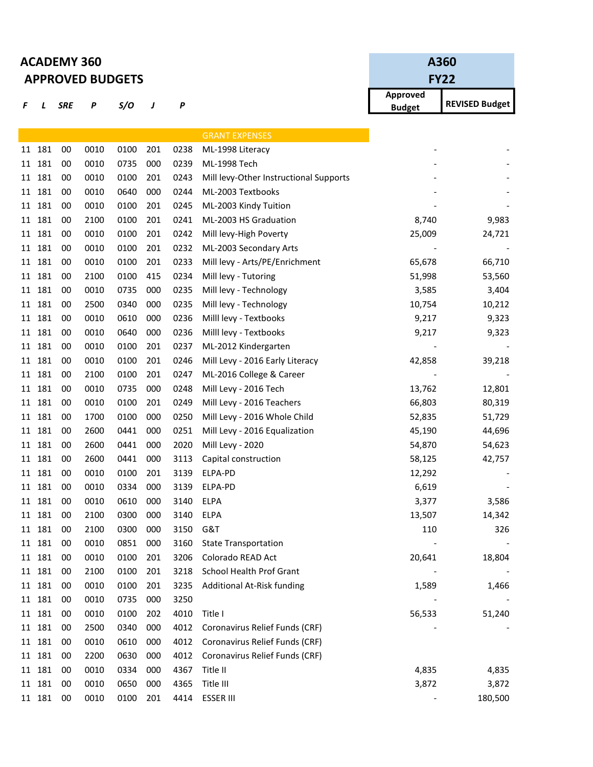**ACADEMY 360**

**APPROVED BUDGETS**

| *F* | *L* | *SRE* | *P* | *S/O* | *J* | *P* | | A360 FY22 Approved Budget | A360 FY22 REVISED Budget |
|---|---|---|---|---|---|---|---|---|---|
| | | | | | | | GRANT EXPENSES | | |
| 11 | 181 | 00 | 0010 | 0100 | 201 | 0238 | ML-1998 Literacy | - | - |
| 11 | 181 | 00 | 0010 | 0735 | 000 | 0239 | ML-1998 Tech | - | - |
| 11 | 181 | 00 | 0010 | 0100 | 201 | 0243 | Mill levy-Other Instructional Supports | - | - |
| 11 | 181 | 00 | 0010 | 0640 | 000 | 0244 | ML-2003 Textbooks | - | - |
| 11 | 181 | 00 | 0010 | 0100 | 201 | 0245 | ML-2003 Kindy Tuition | - | - |
| 11 | 181 | 00 | 2100 | 0100 | 201 | 0241 | ML-2003 HS Graduation | 8,740 | 9,983 |
| 11 | 181 | 00 | 0010 | 0100 | 201 | 0242 | Mill levy-High Poverty | 25,009 | 24,721 |
| 11 | 181 | 00 | 0010 | 0100 | 201 | 0232 | ML-2003 Secondary Arts | - | - |
| 11 | 181 | 00 | 0010 | 0100 | 201 | 0233 | Mill levy - Arts/PE/Enrichment | 65,678 | 66,710 |
| 11 | 181 | 00 | 2100 | 0100 | 415 | 0234 | Mill levy - Tutoring | 51,998 | 53,560 |
| 11 | 181 | 00 | 0010 | 0735 | 000 | 0235 | Mill levy - Technology | 3,585 | 3,404 |
| 11 | 181 | 00 | 2500 | 0340 | 000 | 0235 | Mill levy - Technology | 10,754 | 10,212 |
| 11 | 181 | 00 | 0010 | 0610 | 000 | 0236 | Milll levy - Textbooks | 9,217 | 9,323 |
| 11 | 181 | 00 | 0010 | 0640 | 000 | 0236 | Milll levy - Textbooks | 9,217 | 9,323 |
| 11 | 181 | 00 | 0010 | 0100 | 201 | 0237 | ML-2012 Kindergarten | - | - |
| 11 | 181 | 00 | 0010 | 0100 | 201 | 0246 | Mill Levy - 2016 Early Literacy | 42,858 | 39,218 |
| 11 | 181 | 00 | 2100 | 0100 | 201 | 0247 | ML-2016 College & Career | - | - |
| 11 | 181 | 00 | 0010 | 0735 | 000 | 0248 | Mill Levy - 2016 Tech | 13,762 | 12,801 |
| 11 | 181 | 00 | 0010 | 0100 | 201 | 0249 | Mill Levy - 2016 Teachers | 66,803 | 80,319 |
| 11 | 181 | 00 | 1700 | 0100 | 000 | 0250 | Mill Levy - 2016 Whole Child | 52,835 | 51,729 |
| 11 | 181 | 00 | 2600 | 0441 | 000 | 0251 | Mill Levy - 2016 Equalization | 45,190 | 44,696 |
| 11 | 181 | 00 | 2600 | 0441 | 000 | 2020 | Mill Levy - 2020 | 54,870 | 54,623 |
| 11 | 181 | 00 | 2600 | 0441 | 000 | 3113 | Capital construction | 58,125 | 42,757 |
| 11 | 181 | 00 | 0010 | 0100 | 201 | 3139 | ELPA-PD | 12,292 | - |
| 11 | 181 | 00 | 0010 | 0334 | 000 | 3139 | ELPA-PD | 6,619 | - |
| 11 | 181 | 00 | 0010 | 0610 | 000 | 3140 | ELPA | 3,377 | 3,586 |
| 11 | 181 | 00 | 2100 | 0300 | 000 | 3140 | ELPA | 13,507 | 14,342 |
| 11 | 181 | 00 | 2100 | 0300 | 000 | 3150 | G&T | 110 | 326 |
| 11 | 181 | 00 | 0010 | 0851 | 000 | 3160 | State Transportation | - | - |
| 11 | 181 | 00 | 0010 | 0100 | 201 | 3206 | Colorado READ Act | 20,641 | 18,804 |
| 11 | 181 | 00 | 2100 | 0100 | 201 | 3218 | School Health Prof Grant | - | - |
| 11 | 181 | 00 | 0010 | 0100 | 201 | 3235 | Additional At-Risk funding | 1,589 | 1,466 |
| 11 | 181 | 00 | 0010 | 0735 | 000 | 3250 | | - | - |
| 11 | 181 | 00 | 0010 | 0100 | 202 | 4010 | Title I | 56,533 | 51,240 |
| 11 | 181 | 00 | 2500 | 0340 | 000 | 4012 | Coronavirus Relief Funds (CRF) | - | - |
| 11 | 181 | 00 | 0010 | 0610 | 000 | 4012 | Coronavirus Relief Funds (CRF) | | |
| 11 | 181 | 00 | 2200 | 0630 | 000 | 4012 | Coronavirus Relief Funds (CRF) | | |
| 11 | 181 | 00 | 0010 | 0334 | 000 | 4367 | Title II | 4,835 | 4,835 |
| 11 | 181 | 00 | 0010 | 0650 | 000 | 4365 | Title III | 3,872 | 3,872 |
| 11 | 181 | 00 | 0010 | 0100 | 201 | 4414 | ESSER III | - | 180,500 |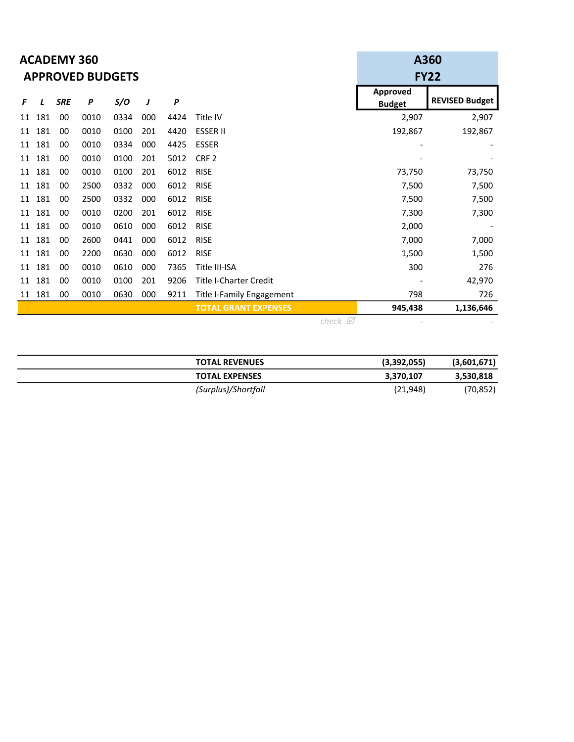# ACADEMY 360
## APPROVED BUDGETS

| F | L | SRE | P | S/O | J | P | | A360 FY22 Approved Budget | A360 FY22 REVISED Budget |
|---|---|---|---|---|---|---|---|---|---|
| 11 | 181 | 00 | 0010 | 0334 | 000 | 4424 | Title IV | 2,907 | 2,907 |
| 11 | 181 | 00 | 0010 | 0100 | 201 | 4420 | ESSER II | 192,867 | 192,867 |
| 11 | 181 | 00 | 0010 | 0334 | 000 | 4425 | ESSER | - | - |
| 11 | 181 | 00 | 0010 | 0100 | 201 | 5012 | CRF 2 | - | - |
| 11 | 181 | 00 | 0010 | 0100 | 201 | 6012 | RISE | 73,750 | 73,750 |
| 11 | 181 | 00 | 2500 | 0332 | 000 | 6012 | RISE | 7,500 | 7,500 |
| 11 | 181 | 00 | 2500 | 0332 | 000 | 6012 | RISE | 7,500 | 7,500 |
| 11 | 181 | 00 | 0010 | 0200 | 201 | 6012 | RISE | 7,300 | 7,300 |
| 11 | 181 | 00 | 0010 | 0610 | 000 | 6012 | RISE | 2,000 | - |
| 11 | 181 | 00 | 2600 | 0441 | 000 | 6012 | RISE | 7,000 | 7,000 |
| 11 | 181 | 00 | 2200 | 0630 | 000 | 6012 | RISE | 1,500 | 1,500 |
| 11 | 181 | 00 | 0010 | 0610 | 000 | 7365 | Title III-ISA | 300 | 276 |
| 11 | 181 | 00 | 0010 | 0100 | 201 | 9206 | Title I-Charter Credit | - | 42,970 |
| 11 | 181 | 00 | 0010 | 0630 | 000 | 9211 | Title I-Family Engagement | 798 | 726 |
| | | | | | | | **TOTAL GRANT EXPENSES** | **945,438** | **1,136,646** |
| | | | | | | | *check* ☑ | - | - |

| | Approved Budget | REVISED Budget |
|---|---|---|
| **TOTAL REVENUES** | **(3,392,055)** | **(3,601,671)** |
| **TOTAL EXPENSES** | **3,370,107** | **3,530,818** |
| *(Surplus)/Shortfall* | (21,948) | (70,852) |